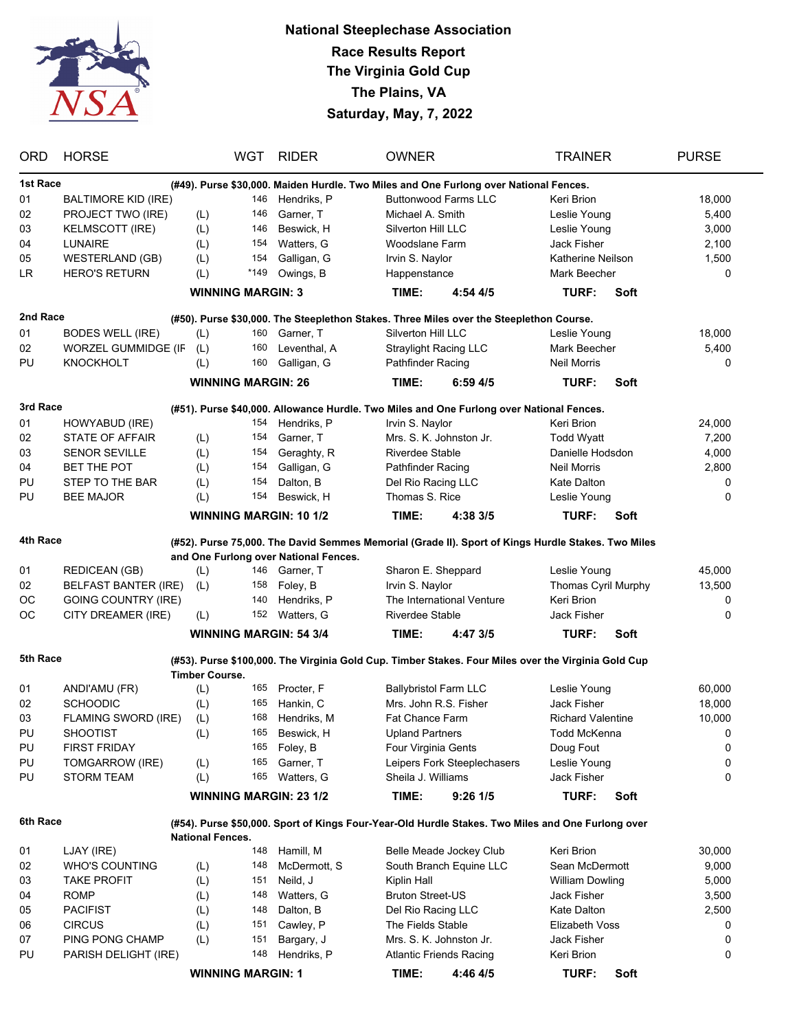# National Steeplechase Association

## Race Results Report

## The Virginia Gold Cup

## The Plains, VA

## Saturday, May, 7, 2022

| ORD | HORSE | | WGT | RIDER | OWNER | TRAINER | PURSE |
|---|---|---|---|---|---|---|---|
| **1st Race** | **(#49). Purse $30,000. Maiden Hurdle. Two Miles and One Furlong over National Fences.** | | | | | | |
| 01 | BALTIMORE KID (IRE) | | 146 | Hendriks, P | Buttonwood Farms LLC | Keri Brion | 18,000 |
| 02 | PROJECT TWO (IRE) | (L) | 146 | Garner, T | Michael A. Smith | Leslie Young | 5,400 |
| 03 | KELMSCOTT (IRE) | (L) | 146 | Beswick, H | Silverton Hill LLC | Leslie Young | 3,000 |
| 04 | LUNAIRE | (L) | 154 | Watters, G | Woodslane Farm | Jack Fisher | 2,100 |
| 05 | WESTERLAND (GB) | (L) | 154 | Galligan, G | Irvin S. Naylor | Katherine Neilson | 1,500 |
| LR | HERO'S RETURN | (L) | *149 | Owings, B | Happenstance | Mark Beecher | 0 |
| | | | **WINNING MARGIN: 3** | | **TIME: 4:54 4/5** | **TURF: Soft** | |
| **2nd Race** | **(#50). Purse $30,000. The Steeplethon Stakes. Three Miles over the Steeplethon Course.** | | | | | | |
| 01 | BODES WELL (IRE) | (L) | 160 | Garner, T | Silverton Hill LLC | Leslie Young | 18,000 |
| 02 | WORZEL GUMMIDGE (IF | (L) | 160 | Leventhal, A | Straylight Racing LLC | Mark Beecher | 5,400 |
| PU | KNOCKHOLT | (L) | 160 | Galligan, G | Pathfinder Racing | Neil Morris | 0 |
| | | | **WINNING MARGIN: 26** | | **TIME: 6:59 4/5** | **TURF: Soft** | |
| **3rd Race** | **(#51). Purse $40,000. Allowance Hurdle. Two Miles and One Furlong over National Fences.** | | | | | | |
| 01 | HOWYABUD (IRE) | | 154 | Hendriks, P | Irvin S. Naylor | Keri Brion | 24,000 |
| 02 | STATE OF AFFAIR | (L) | 154 | Garner, T | Mrs. S. K. Johnston Jr. | Todd Wyatt | 7,200 |
| 03 | SENOR SEVILLE | (L) | 154 | Geraghty, R | Riverdee Stable | Danielle Hodsdon | 4,000 |
| 04 | BET THE POT | (L) | 154 | Galligan, G | Pathfinder Racing | Neil Morris | 2,800 |
| PU | STEP TO THE BAR | (L) | 154 | Dalton, B | Del Rio Racing LLC | Kate Dalton | 0 |
| PU | BEE MAJOR | (L) | 154 | Beswick, H | Thomas S. Rice | Leslie Young | 0 |
| | | | **WINNING MARGIN: 10 1/2** | | **TIME: 4:38 3/5** | **TURF: Soft** | |
| **4th Race** | **(#52). Purse 75,000. The David Semmes Memorial (Grade II). Sport of Kings Hurdle Stakes. Two Miles and One Furlong over National Fences.** | | | | | | |
| 01 | REDICEAN (GB) | (L) | 146 | Garner, T | Sharon E. Sheppard | Leslie Young | 45,000 |
| 02 | BELFAST BANTER (IRE) | (L) | 158 | Foley, B | Irvin S. Naylor | Thomas Cyril Murphy | 13,500 |
| OC | GOING COUNTRY (IRE) | | 140 | Hendriks, P | The International Venture | Keri Brion | 0 |
| OC | CITY DREAMER (IRE) | (L) | 152 | Watters, G | Riverdee Stable | Jack Fisher | 0 |
| | | | **WINNING MARGIN: 54 3/4** | | **TIME: 4:47 3/5** | **TURF: Soft** | |
| **5th Race** | **(#53). Purse $100,000. The Virginia Gold Cup. Timber Stakes. Four Miles over the Virginia Gold Cup Timber Course.** | | | | | | |
| 01 | ANDI'AMU (FR) | (L) | 165 | Procter, F | Ballybristol Farm LLC | Leslie Young | 60,000 |
| 02 | SCHOODIC | (L) | 165 | Hankin, C | Mrs. John R.S. Fisher | Jack Fisher | 18,000 |
| 03 | FLAMING SWORD (IRE) | (L) | 168 | Hendriks, M | Fat Chance Farm | Richard Valentine | 10,000 |
| PU | SHOOTIST | (L) | 165 | Beswick, H | Upland Partners | Todd McKenna | 0 |
| PU | FIRST FRIDAY | | 165 | Foley, B | Four Virginia Gents | Doug Fout | 0 |
| PU | TOMGARROW (IRE) | (L) | 165 | Garner, T | Leipers Fork Steeplechasers | Leslie Young | 0 |
| PU | STORM TEAM | (L) | 165 | Watters, G | Sheila J. Williams | Jack Fisher | 0 |
| | | | **WINNING MARGIN: 23 1/2** | | **TIME: 9:26 1/5** | **TURF: Soft** | |
| **6th Race** | **(#54). Purse $50,000. Sport of Kings Four-Year-Old Hurdle Stakes. Two Miles and One Furlong over National Fences.** | | | | | | |
| 01 | LJAY (IRE) | | 148 | Hamill, M | Belle Meade Jockey Club | Keri Brion | 30,000 |
| 02 | WHO'S COUNTING | (L) | 148 | McDermott, S | South Branch Equine LLC | Sean McDermott | 9,000 |
| 03 | TAKE PROFIT | (L) | 151 | Neild, J | Kiplin Hall | William Dowling | 5,000 |
| 04 | ROMP | (L) | 148 | Watters, G | Bruton Street-US | Jack Fisher | 3,500 |
| 05 | PACIFIST | (L) | 148 | Dalton, B | Del Rio Racing LLC | Kate Dalton | 2,500 |
| 06 | CIRCUS | (L) | 151 | Cawley, P | The Fields Stable | Elizabeth Voss | 0 |
| 07 | PING PONG CHAMP | (L) | 151 | Bargary, J | Mrs. S. K. Johnston Jr. | Jack Fisher | 0 |
| PU | PARISH DELIGHT (IRE) | | 148 | Hendriks, P | Atlantic Friends Racing | Keri Brion | 0 |
| | | | **WINNING MARGIN: 1** | | **TIME: 4:46 4/5** | **TURF: Soft** | |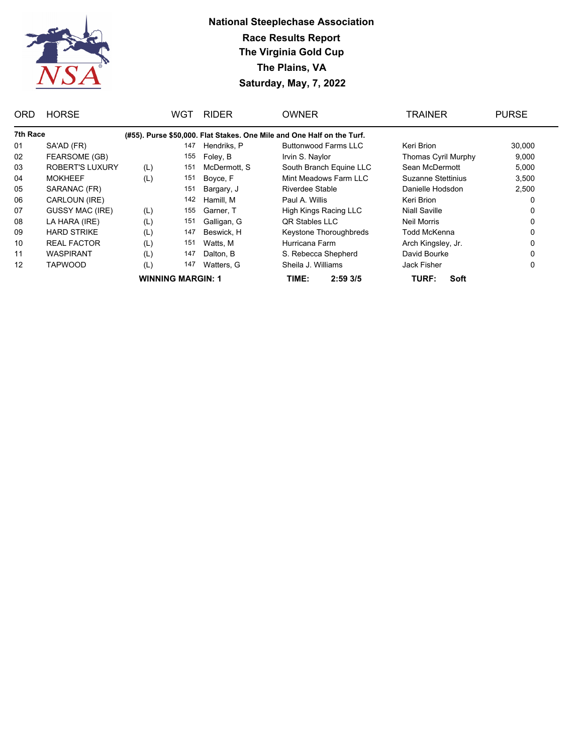# National Steeplechase Association

## Race Results Report

## The Virginia Gold Cup

## The Plains, VA

## Saturday, May, 7, 2022

| ORD | HORSE | | WGT | RIDER | OWNER | TRAINER | PURSE |
|---|---|---|---|---|---|---|---|
| **7th Race** | | | **(#55). Purse $50,000. Flat Stakes. One Mile and One Half on the Turf.** | | | | |
| 01 | SA'AD (FR) | | 147 | Hendriks, P | Buttonwood Farms LLC | Keri Brion | 30,000 |
| 02 | FEARSOME (GB) | | 155 | Foley, B | Irvin S. Naylor | Thomas Cyril Murphy | 9,000 |
| 03 | ROBERT'S LUXURY | (L) | 151 | McDermott, S | South Branch Equine LLC | Sean McDermott | 5,000 |
| 04 | MOKHEEF | (L) | 151 | Boyce, F | Mint Meadows Farm LLC | Suzanne Stettinius | 3,500 |
| 05 | SARANAC (FR) | | 151 | Bargary, J | Riverdee Stable | Danielle Hodsdon | 2,500 |
| 06 | CARLOUN (IRE) | | 142 | Hamill, M | Paul A. Willis | Keri Brion | 0 |
| 07 | GUSSY MAC (IRE) | (L) | 155 | Garner, T | High Kings Racing LLC | Niall Saville | 0 |
| 08 | LA HARA (IRE) | (L) | 151 | Galligan, G | QR Stables LLC | Neil Morris | 0 |
| 09 | HARD STRIKE | (L) | 147 | Beswick, H | Keystone Thoroughbreds | Todd McKenna | 0 |
| 10 | REAL FACTOR | (L) | 151 | Watts, M | Hurricana Farm | Arch Kingsley, Jr. | 0 |
| 11 | WASPIRANT | (L) | 147 | Dalton, B | S. Rebecca Shepherd | David Bourke | 0 |
| 12 | TAPWOOD | (L) | 147 | Watters, G | Sheila J. Williams | Jack Fisher | 0 |

**WINNING MARGIN: 1** **TIME: 2:59 3/5** **TURF: Soft**